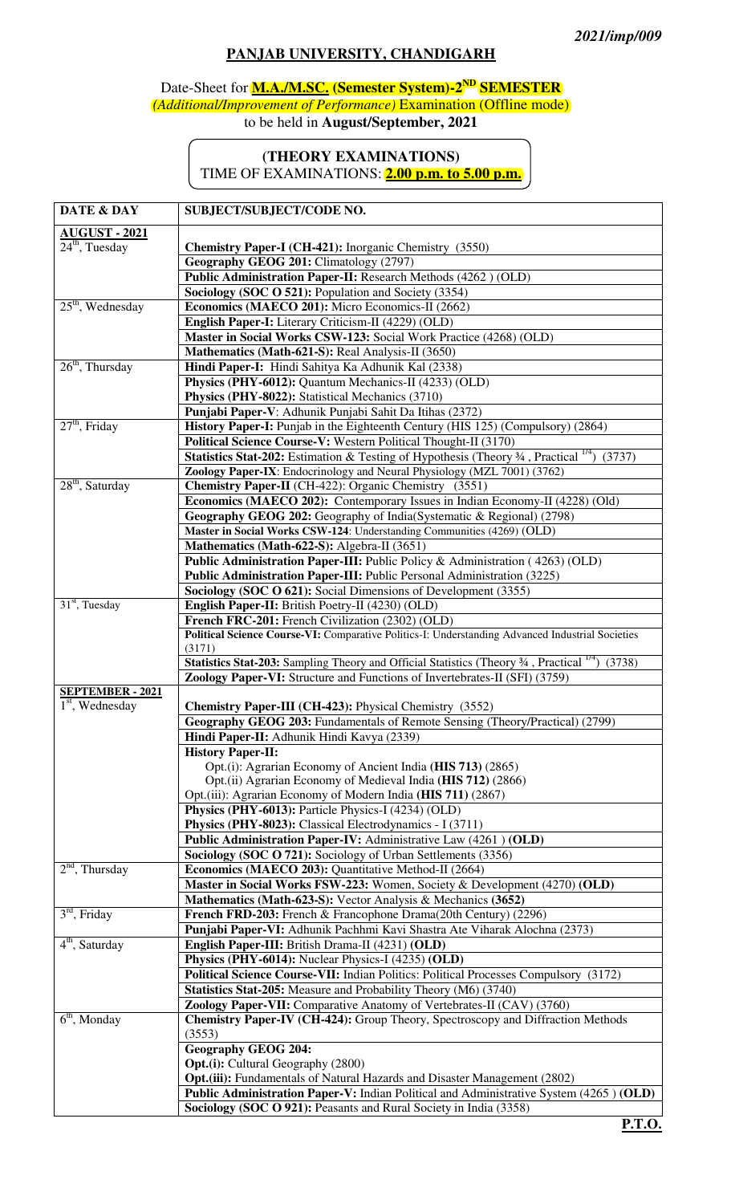*2021/imp/009*

## PANJAB UNIVERSITY, CHANDIGARH

Date-Sheet for **M.A./M.SC. (Semester System)-2ND SEMESTER**
*(Additional/Improvement of Performance)* Examination (Offline mode)
to be held in **August/September, 2021**

**(THEORY EXAMINATIONS)**
TIME OF EXAMINATIONS: **2.00 p.m. to 5.00 p.m.**

| DATE & DAY | SUBJECT/SUBJECT/CODE NO. |
|---|---|
| **AUGUST - 2021** | |
| 24th, Tuesday | **Chemistry Paper-I (CH-421):** Inorganic Chemistry (3550) |
| | **Geography GEOG 201:** Climatology (2797) |
| | **Public Administration Paper-II:** Research Methods (4262 ) (OLD) |
| | **Sociology (SOC O 521):** Population and Society (3354) |
| 25th, Wednesday | **Economics (MAECO 201):** Micro Economics-II (2662) |
| | **English Paper-I:** Literary Criticism-II (4229) (OLD) |
| | **Master in Social Works CSW-123:** Social Work Practice (4268) (OLD) |
| | **Mathematics (Math-621-S):** Real Analysis-II (3650) |
| 26th, Thursday | **Hindi Paper-I:** Hindi Sahitya Ka Adhunik Kal (2338) |
| | **Physics (PHY-6012):** Quantum Mechanics-II (4233) (OLD) |
| | **Physics (PHY-8022):** Statistical Mechanics (3710) |
| | **Punjabi Paper-V**: Adhunik Punjabi Sahit Da Itihas (2372) |
| 27th, Friday | **History Paper-I:** Punjab in the Eighteenth Century (HIS 125) (Compulsory) (2864) |
| | **Political Science Course-V:** Western Political Thought-II (3170) |
| | **Statistics Stat-202:** Estimation & Testing of Hypothesis (Theory ¾ , Practical ¼) (3737) |
| | **Zoology Paper-IX**: Endocrinology and Neural Physiology (MZL 7001) (3762) |
| 28th, Saturday | **Chemistry Paper-II** (CH-422): Organic Chemistry (3551) |
| | **Economics (MAECO 202):** Contemporary Issues in Indian Economy-II (4228) (Old) |
| | **Geography GEOG 202:** Geography of India(Systematic & Regional) (2798) |
| | **Master in Social Works CSW-124**: Understanding Communities (4269) (OLD) |
| | **Mathematics (Math-622-S):** Algebra-II (3651) |
| | **Public Administration Paper-III:** Public Policy & Administration ( 4263) (OLD) |
| | **Public Administration Paper-III:** Public Personal Administration (3225) |
| | **Sociology (SOC O 621):** Social Dimensions of Development (3355) |
| 31st, Tuesday | **English Paper-II:** British Poetry-II (4230) (OLD) |
| | **French FRC-201:** French Civilization (2302) (OLD) |
| | **Political Science Course-VI:** Comparative Politics-I: Understanding Advanced Industrial Societies (3171) |
| | **Statistics Stat-203:** Sampling Theory and Official Statistics (Theory ¾ , Practical ¼) (3738) |
| | **Zoology Paper-VI:** Structure and Functions of Invertebrates-II (SFI) (3759) |
| **SEPTEMBER - 2021** | |
| 1st, Wednesday | **Chemistry Paper-III (CH-423):** Physical Chemistry (3552) |
| | **Geography GEOG 203:** Fundamentals of Remote Sensing (Theory/Practical) (2799) |
| | **Hindi Paper-II:** Adhunik Hindi Kavya (2339) |
| | **History Paper-II:** Opt.(i): Agrarian Economy of Ancient India **(HIS 713)** (2865); Opt.(ii) Agrarian Economy of Medieval India **(HIS 712)** (2866); Opt.(iii): Agrarian Economy of Modern India **(HIS 711)** (2867) |
| | **Physics (PHY-6013):** Particle Physics-I (4234) (OLD) |
| | **Physics (PHY-8023):** Classical Electrodynamics - I (3711) |
| | **Public Administration Paper-IV:** Administrative Law (4261 ) **(OLD)** |
| | **Sociology (SOC O 721):** Sociology of Urban Settlements (3356) |
| 2nd, Thursday | **Economics (MAECO 203):** Quantitative Method-II (2664) |
| | **Master in Social Works FSW-223:** Women, Society & Development (4270) **(OLD)** |
| | **Mathematics (Math-623-S):** Vector Analysis & Mechanics **(3652)** |
| 3rd, Friday | **French FRD-203:** French & Francophone Drama(20th Century) (2296) |
| | **Punjabi Paper-VI:** Adhunik Pachhmi Kavi Shastra Ate Viharak Alochna (2373) |
| 4th, Saturday | **English Paper-III:** British Drama-II (4231) **(OLD)** |
| | **Physics (PHY-6014):** Nuclear Physics-I (4235) **(OLD)** |
| | **Political Science Course-VII:** Indian Politics: Political Processes Compulsory (3172) |
| | **Statistics Stat-205:** Measure and Probability Theory (M6) (3740) |
| | **Zoology Paper-VII:** Comparative Anatomy of Vertebrates-II (CAV) (3760) |
| 6th, Monday | **Chemistry Paper-IV (CH-424):** Group Theory, Spectroscopy and Diffraction Methods (3553) |
| | **Geography GEOG 204:** **Opt.(i):** Cultural Geography (2800); **Opt.(iii):** Fundamentals of Natural Hazards and Disaster Management (2802) |
| | **Public Administration Paper-V:** Indian Political and Administrative System (4265 ) **(OLD)** |
| | **Sociology (SOC O 921):** Peasants and Rural Society in India (3358) |

**P.T.O.**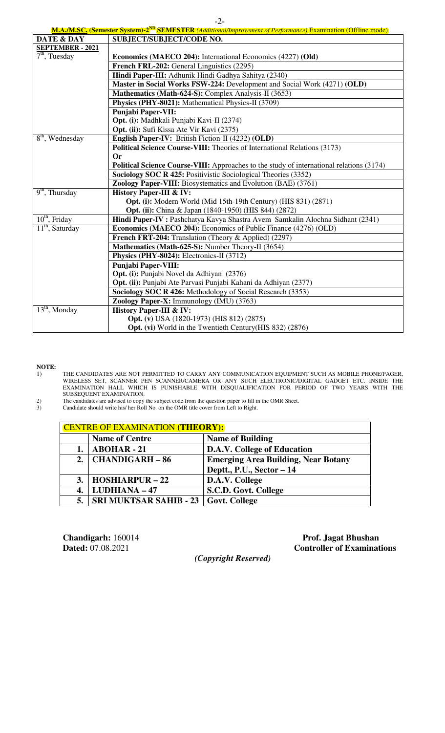**M.A./M.SC. (Semester System)-2ND SEMESTER** *(Additional/Improvement of Performance)* **Examination (Offline mode)**

| DATE & DAY | SUBJECT/SUBJECT/CODE NO. |
|---|---|
| **SEPTEMBER - 2021** | |
| 7th, Tuesday | **Economics (MAECO 204):** International Economics (4227) **(Old)** |
| | **French FRL-202:** General Linguistics (2295) |
| | **Hindi Paper-III:** Adhunik Hindi Gadhya Sahitya (2340) |
| | **Master in Social Works FSW-224:** Development and Social Work (4271) **(OLD)** |
| | **Mathematics (Math-624-S):** Complex Analysis-II (3653) |
| | **Physics (PHY-8021):** Mathematical Physics-II (3709) |
| | **Punjabi Paper-VII:**<br>**Opt. (i):** Madhkali Punjabi Kavi-II (2374)<br>**Opt. (ii):** Sufi Kissa Ate Vir Kavi (2375) |
| 8th, Wednesday | **English Paper-IV:** British Fiction-II (4232) **(OLD)** |
| | **Political Science Course-VIII:** Theories of International Relations (3173)<br>**Or**<br>**Political Science Course-VIII:** Approaches to the study of international relations (3174) |
| | **Sociology SOC R 425:** Positivistic Sociological Theories (3352) |
| | **Zoology Paper-VIII:** Biosystematics and Evolution (BAE) (3761) |
| 9th, Thursday | **History Paper-III & IV:**<br>**Opt. (i):** Modern World (Mid 15th-19th Century) (HIS 831) (2871)<br>**Opt. (ii):** China & Japan (1840-1950) (HIS 844) (2872) |
| 10th, Friday | **Hindi Paper-IV :** Pashchatya Kavya Shastra Avem Samkalin Alochna Sidhant (2341) |
| 11th, Saturday | **Economics (MAECO 204):** Economics of Public Finance (4276) (OLD) |
| | **French FRT-204:** Translation (Theory & Applied) (2297) |
| | **Mathematics (Math-625-S):** Number Theory-II (3654) |
| | **Physics (PHY-8024):** Electronics-II (3712) |
| | **Punjabi Paper-VIII:**<br>**Opt. (i):** Punjabi Novel da Adhiyan (2376)<br>**Opt. (ii):** Punjabi Ate Parvasi Punjabi Kahani da Adhiyan (2377) |
| | **Sociology SOC R 426:** Methodology of Social Research (3353) |
| | **Zoology Paper-X:** Immunology (IMU) (3763) |
| 13th, Monday | **History Paper-III & IV:**<br>**Opt. (v)** USA (1820-1973) (HIS 812) (2875)<br>**Opt. (vi)** World in the Twentieth Century(HIS 832) (2876) |

**NOTE:**

1) THE CANDIDATES ARE NOT PERMITTED TO CARRY ANY COMMUNICATION EQUIPMENT SUCH AS MOBILE PHONE/PAGER, WIRELESS SET, SCANNER PEN SCANNER/CAMERA OR ANY SUCH ELECTRONIC/DIGITAL GADGET ETC. INSIDE THE EXAMINATION HALL WHICH IS PUNISHABLE WITH DISQUALIFICATION FOR PERIOD OF TWO YEARS WITH THE SUBSEQUENT EXAMINATION.
2) The candidates are advised to copy the subject code from the question paper to fill in the OMR Sheet.
3) Candidate should write his/ her Roll No. on the OMR title cover from Left to Right.

| CENTRE OF EXAMINATION (THEORY): | | |
|---|---|---|
| | **Name of Centre** | **Name of Building** |
| **1.** | **ABOHAR - 21** | **D.A.V. College of Education** |
| **2.** | **CHANDIGARH – 86** | **Emerging Area Building, Near Botany Deptt., P.U., Sector – 14** |
| **3.** | **HOSHIARPUR – 22** | **D.A.V. College** |
| **4.** | **LUDHIANA – 47** | **S.C.D. Govt. College** |
| **5.** | **SRI MUKTSAR SAHIB - 23** | **Govt. College** |

**Chandigarh:** 160014
**Dated:** 07.08.2021

**Prof. Jagat Bhushan**
**Controller of Examinations**

***(Copyright Reserved)***